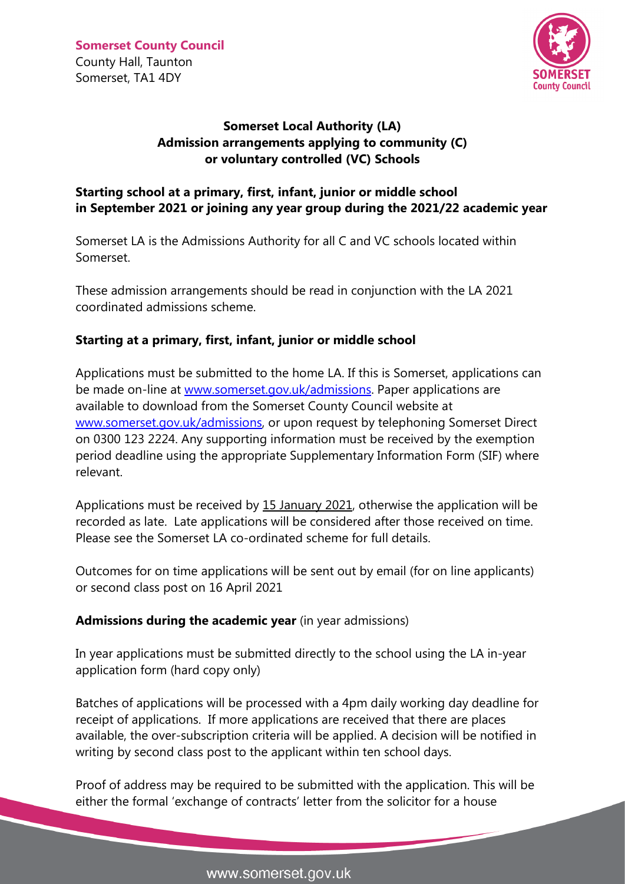**Somerset County Council**
County Hall, Taunton
Somerset, TA1 4DY

## Somerset Local Authority (LA)
## Admission arrangements applying to community (C) or voluntary controlled (VC) Schools

### Starting school at a primary, first, infant, junior or middle school in September 2021 or joining any year group during the 2021/22 academic year

Somerset LA is the Admissions Authority for all C and VC schools located within Somerset.

These admission arrangements should be read in conjunction with the LA 2021 coordinated admissions scheme.

### Starting at a primary, first, infant, junior or middle school

Applications must be submitted to the home LA. If this is Somerset, applications can be made on-line at www.somerset.gov.uk/admissions. Paper applications are available to download from the Somerset County Council website at www.somerset.gov.uk/admissions, or upon request by telephoning Somerset Direct on 0300 123 2224. Any supporting information must be received by the exemption period deadline using the appropriate Supplementary Information Form (SIF) where relevant.

Applications must be received by 15 January 2021, otherwise the application will be recorded as late. Late applications will be considered after those received on time. Please see the Somerset LA co-ordinated scheme for full details.

Outcomes for on time applications will be sent out by email (for on line applicants) or second class post on 16 April 2021

### **Admissions during the academic year** (in year admissions)

In year applications must be submitted directly to the school using the LA in-year application form (hard copy only)

Batches of applications will be processed with a 4pm daily working day deadline for receipt of applications. If more applications are received that there are places available, the over-subscription criteria will be applied. A decision will be notified in writing by second class post to the applicant within ten school days.

Proof of address may be required to be submitted with the application. This will be either the formal 'exchange of contracts' letter from the solicitor for a house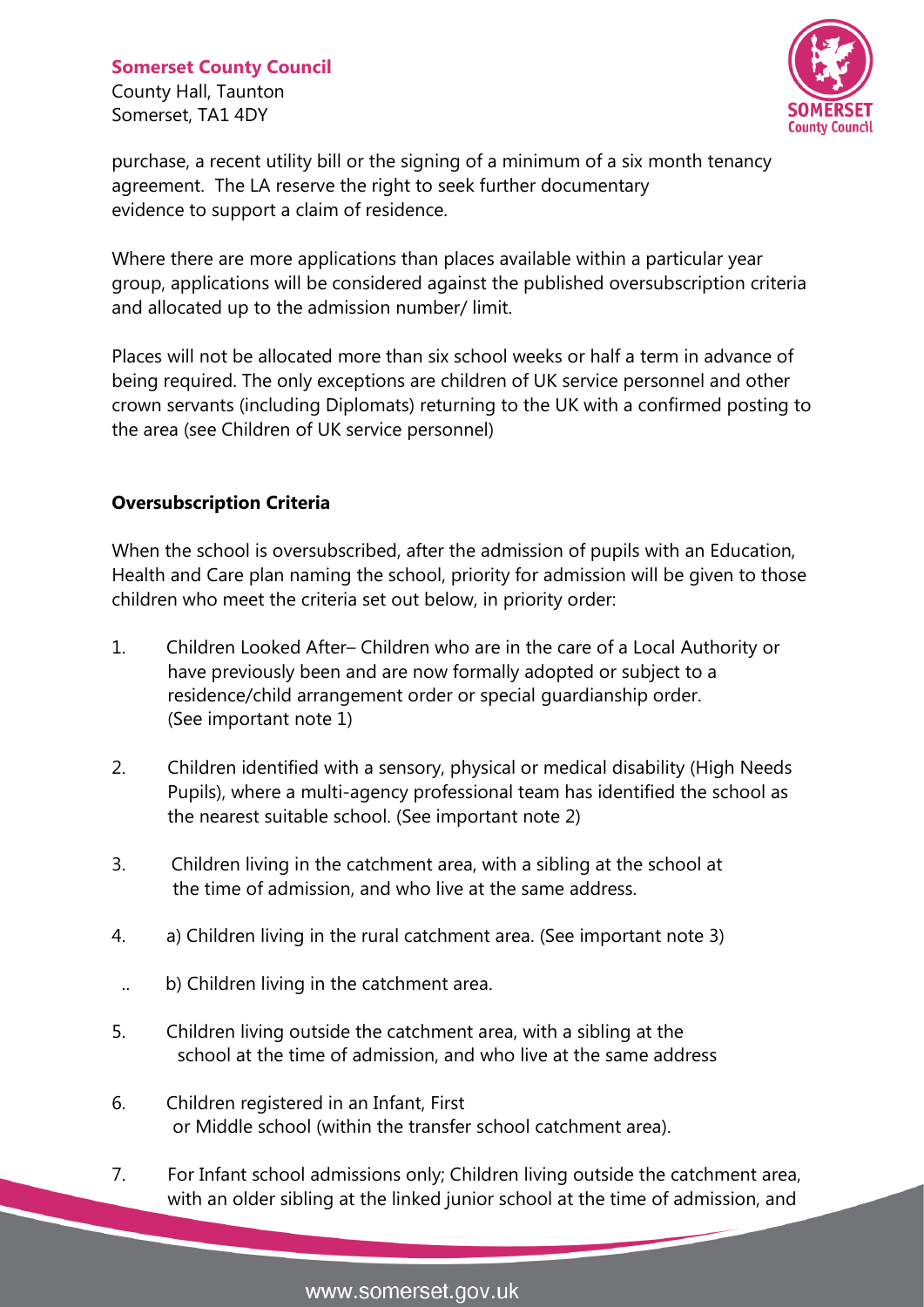purchase, a recent utility bill or the signing of a minimum of a six month tenancy agreement. The LA reserve the right to seek further documentary evidence to support a claim of residence.

Where there are more applications than places available within a particular year group, applications will be considered against the published oversubscription criteria and allocated up to the admission number/ limit.

Places will not be allocated more than six school weeks or half a term in advance of being required. The only exceptions are children of UK service personnel and other crown servants (including Diplomats) returning to the UK with a confirmed posting to the area (see Children of UK service personnel)

**Oversubscription Criteria**

When the school is oversubscribed, after the admission of pupils with an Education, Health and Care plan naming the school, priority for admission will be given to those children who meet the criteria set out below, in priority order:

1. Children Looked After– Children who are in the care of a Local Authority or have previously been and are now formally adopted or subject to a residence/child arrangement order or special guardianship order. (See important note 1)

2. Children identified with a sensory, physical or medical disability (High Needs Pupils), where a multi-agency professional team has identified the school as the nearest suitable school. (See important note 2)

3. Children living in the catchment area, with a sibling at the school at the time of admission, and who live at the same address.

4. a) Children living in the rural catchment area. (See important note 3)

   b) Children living in the catchment area.

5. Children living outside the catchment area, with a sibling at the school at the time of admission, and who live at the same address

6. Children registered in an Infant, First or Middle school (within the transfer school catchment area).

7. For Infant school admissions only; Children living outside the catchment area, with an older sibling at the linked junior school at the time of admission, and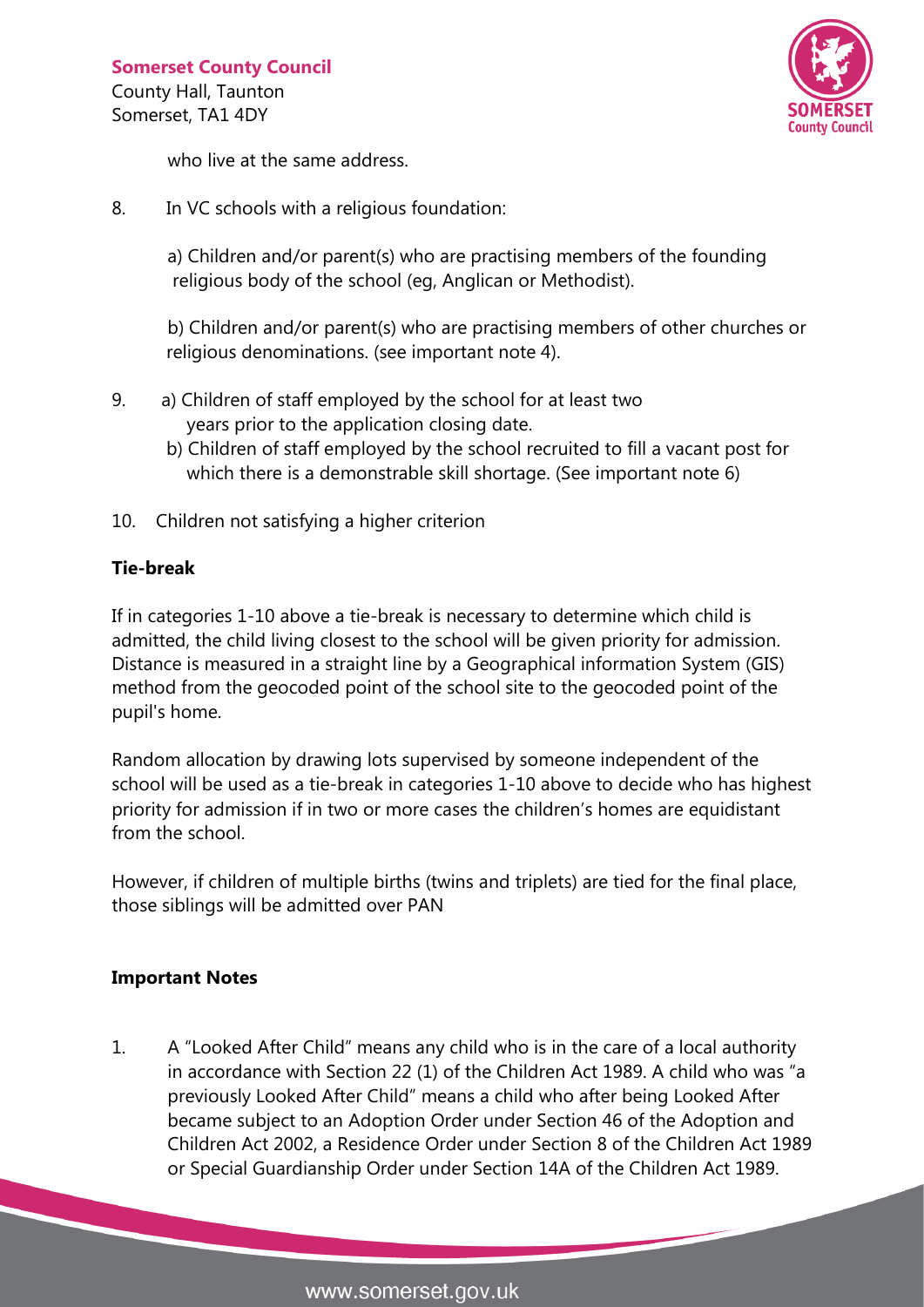who live at the same address.

8. In VC schools with a religious foundation:

   a) Children and/or parent(s) who are practising members of the founding religious body of the school (eg, Anglican or Methodist).

   b) Children and/or parent(s) who are practising members of other churches or religious denominations. (see important note 4).

9. a) Children of staff employed by the school for at least two years prior to the application closing date.

   b) Children of staff employed by the school recruited to fill a vacant post for which there is a demonstrable skill shortage. (See important note 6)

10. Children not satisfying a higher criterion

**Tie-break**

If in categories 1-10 above a tie-break is necessary to determine which child is admitted, the child living closest to the school will be given priority for admission. Distance is measured in a straight line by a Geographical information System (GIS) method from the geocoded point of the school site to the geocoded point of the pupil's home.

Random allocation by drawing lots supervised by someone independent of the school will be used as a tie-break in categories 1-10 above to decide who has highest priority for admission if in two or more cases the children's homes are equidistant from the school.

However, if children of multiple births (twins and triplets) are tied for the final place, those siblings will be admitted over PAN

**Important Notes**

1. A "Looked After Child" means any child who is in the care of a local authority in accordance with Section 22 (1) of the Children Act 1989. A child who was "a previously Looked After Child" means a child who after being Looked After became subject to an Adoption Order under Section 46 of the Adoption and Children Act 2002, a Residence Order under Section 8 of the Children Act 1989 or Special Guardianship Order under Section 14A of the Children Act 1989.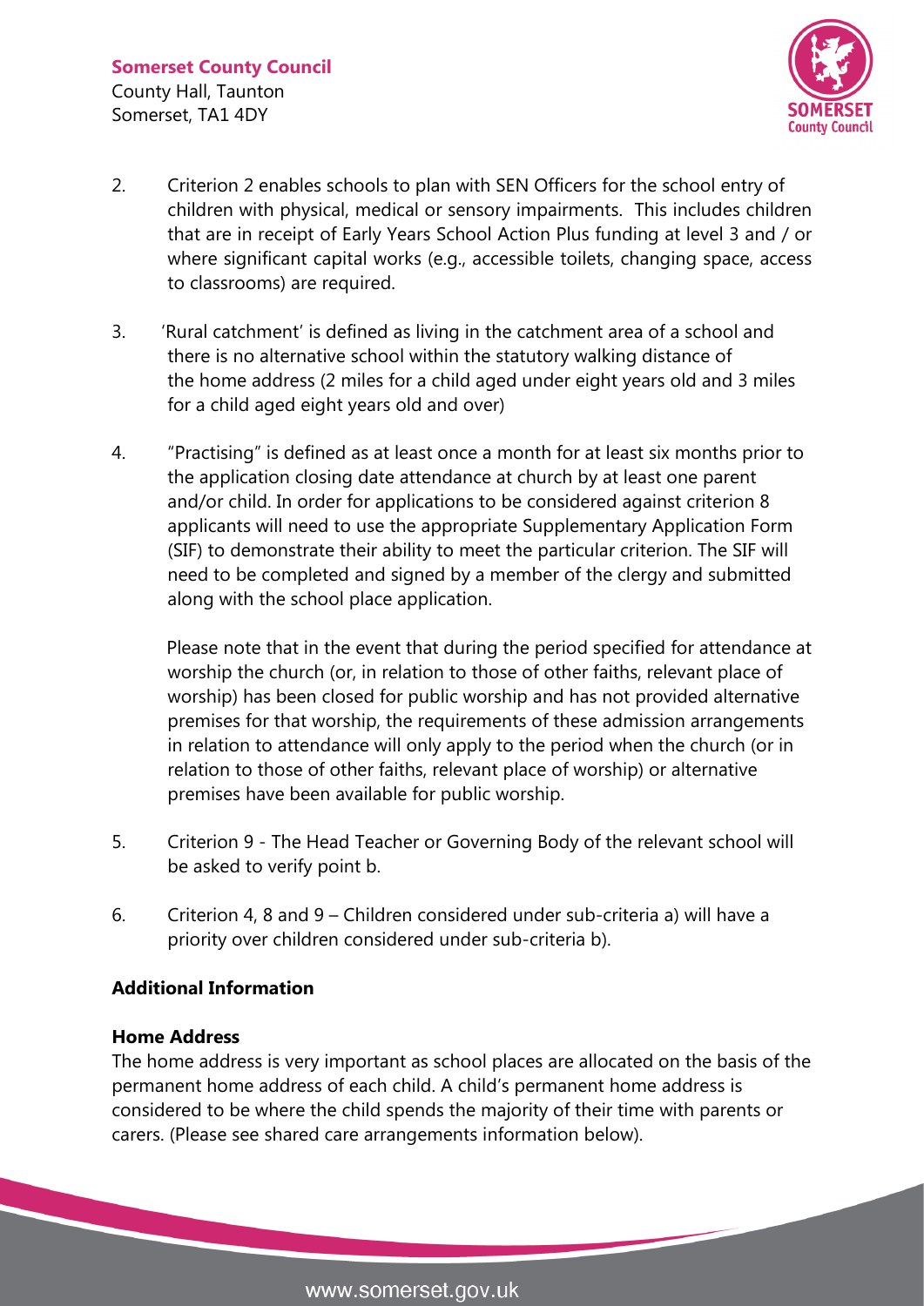2. Criterion 2 enables schools to plan with SEN Officers for the school entry of children with physical, medical or sensory impairments. This includes children that are in receipt of Early Years School Action Plus funding at level 3 and / or where significant capital works (e.g., accessible toilets, changing space, access to classrooms) are required.

3. 'Rural catchment' is defined as living in the catchment area of a school and there is no alternative school within the statutory walking distance of the home address (2 miles for a child aged under eight years old and 3 miles for a child aged eight years old and over)

4. "Practising" is defined as at least once a month for at least six months prior to the application closing date attendance at church by at least one parent and/or child. In order for applications to be considered against criterion 8 applicants will need to use the appropriate Supplementary Application Form (SIF) to demonstrate their ability to meet the particular criterion. The SIF will need to be completed and signed by a member of the clergy and submitted along with the school place application.

   Please note that in the event that during the period specified for attendance at worship the church (or, in relation to those of other faiths, relevant place of worship) has been closed for public worship and has not provided alternative premises for that worship, the requirements of these admission arrangements in relation to attendance will only apply to the period when the church (or in relation to those of other faiths, relevant place of worship) or alternative premises have been available for public worship.

5. Criterion 9 - The Head Teacher or Governing Body of the relevant school will be asked to verify point b.

6. Criterion 4, 8 and 9 – Children considered under sub-criteria a) will have a priority over children considered under sub-criteria b).

## Additional Information

### Home Address

The home address is very important as school places are allocated on the basis of the permanent home address of each child. A child's permanent home address is considered to be where the child spends the majority of their time with parents or carers. (Please see shared care arrangements information below).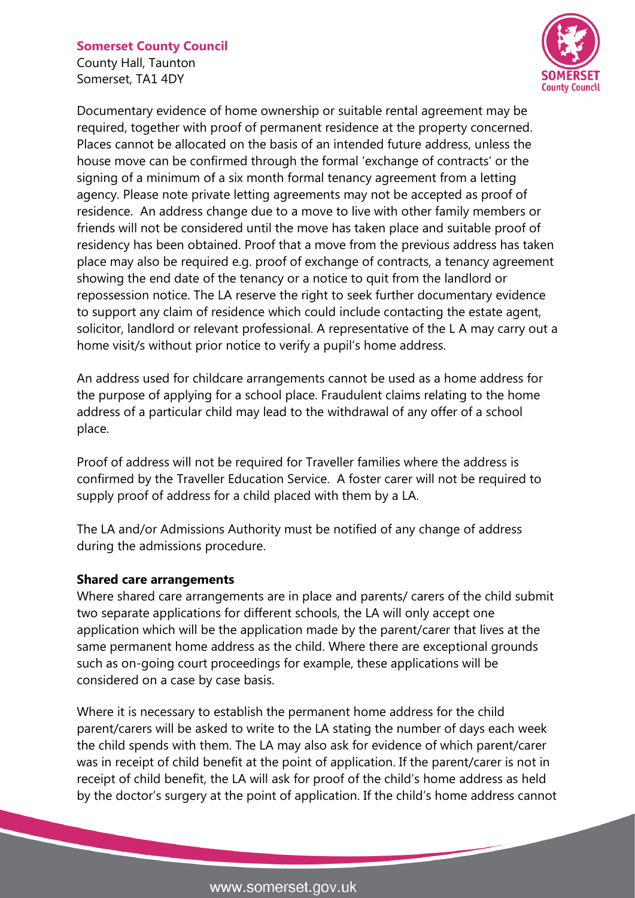Documentary evidence of home ownership or suitable rental agreement may be required, together with proof of permanent residence at the property concerned. Places cannot be allocated on the basis of an intended future address, unless the house move can be confirmed through the formal 'exchange of contracts' or the signing of a minimum of a six month formal tenancy agreement from a letting agency. Please note private letting agreements may not be accepted as proof of residence. An address change due to a move to live with other family members or friends will not be considered until the move has taken place and suitable proof of residency has been obtained. Proof that a move from the previous address has taken place may also be required e.g. proof of exchange of contracts, a tenancy agreement showing the end date of the tenancy or a notice to quit from the landlord or repossession notice. The LA reserve the right to seek further documentary evidence to support any claim of residence which could include contacting the estate agent, solicitor, landlord or relevant professional. A representative of the L A may carry out a home visit/s without prior notice to verify a pupil's home address.

An address used for childcare arrangements cannot be used as a home address for the purpose of applying for a school place. Fraudulent claims relating to the home address of a particular child may lead to the withdrawal of any offer of a school place.

Proof of address will not be required for Traveller families where the address is confirmed by the Traveller Education Service. A foster carer will not be required to supply proof of address for a child placed with them by a LA.

The LA and/or Admissions Authority must be notified of any change of address during the admissions procedure.

**Shared care arrangements**

Where shared care arrangements are in place and parents/ carers of the child submit two separate applications for different schools, the LA will only accept one application which will be the application made by the parent/carer that lives at the same permanent home address as the child. Where there are exceptional grounds such as on-going court proceedings for example, these applications will be considered on a case by case basis.

Where it is necessary to establish the permanent home address for the child parent/carers will be asked to write to the LA stating the number of days each week the child spends with them. The LA may also ask for evidence of which parent/carer was in receipt of child benefit at the point of application. If the parent/carer is not in receipt of child benefit, the LA will ask for proof of the child's home address as held by the doctor's surgery at the point of application. If the child's home address cannot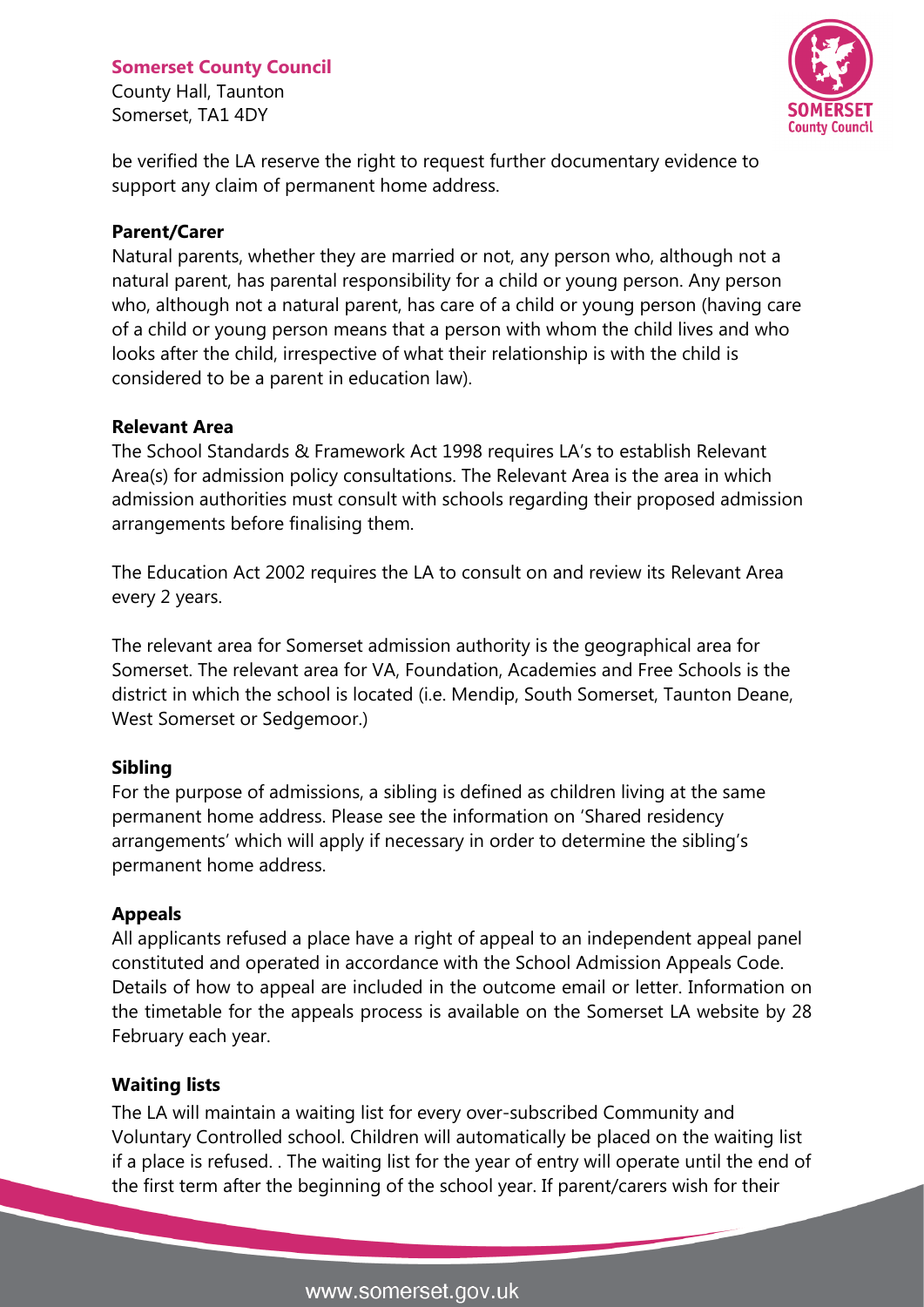be verified the LA reserve the right to request further documentary evidence to support any claim of permanent home address.

**Parent/Carer**

Natural parents, whether they are married or not, any person who, although not a natural parent, has parental responsibility for a child or young person. Any person who, although not a natural parent, has care of a child or young person (having care of a child or young person means that a person with whom the child lives and who looks after the child, irrespective of what their relationship is with the child is considered to be a parent in education law).

**Relevant Area**

The School Standards & Framework Act 1998 requires LA's to establish Relevant Area(s) for admission policy consultations. The Relevant Area is the area in which admission authorities must consult with schools regarding their proposed admission arrangements before finalising them.

The Education Act 2002 requires the LA to consult on and review its Relevant Area every 2 years.

The relevant area for Somerset admission authority is the geographical area for Somerset. The relevant area for VA, Foundation, Academies and Free Schools is the district in which the school is located (i.e. Mendip, South Somerset, Taunton Deane, West Somerset or Sedgemoor.)

**Sibling**

For the purpose of admissions, a sibling is defined as children living at the same permanent home address. Please see the information on 'Shared residency arrangements' which will apply if necessary in order to determine the sibling's permanent home address.

**Appeals**

All applicants refused a place have a right of appeal to an independent appeal panel constituted and operated in accordance with the School Admission Appeals Code. Details of how to appeal are included in the outcome email or letter. Information on the timetable for the appeals process is available on the Somerset LA website by 28 February each year.

**Waiting lists**

The LA will maintain a waiting list for every over-subscribed Community and Voluntary Controlled school. Children will automatically be placed on the waiting list if a place is refused. . The waiting list for the year of entry will operate until the end of the first term after the beginning of the school year. If parent/carers wish for their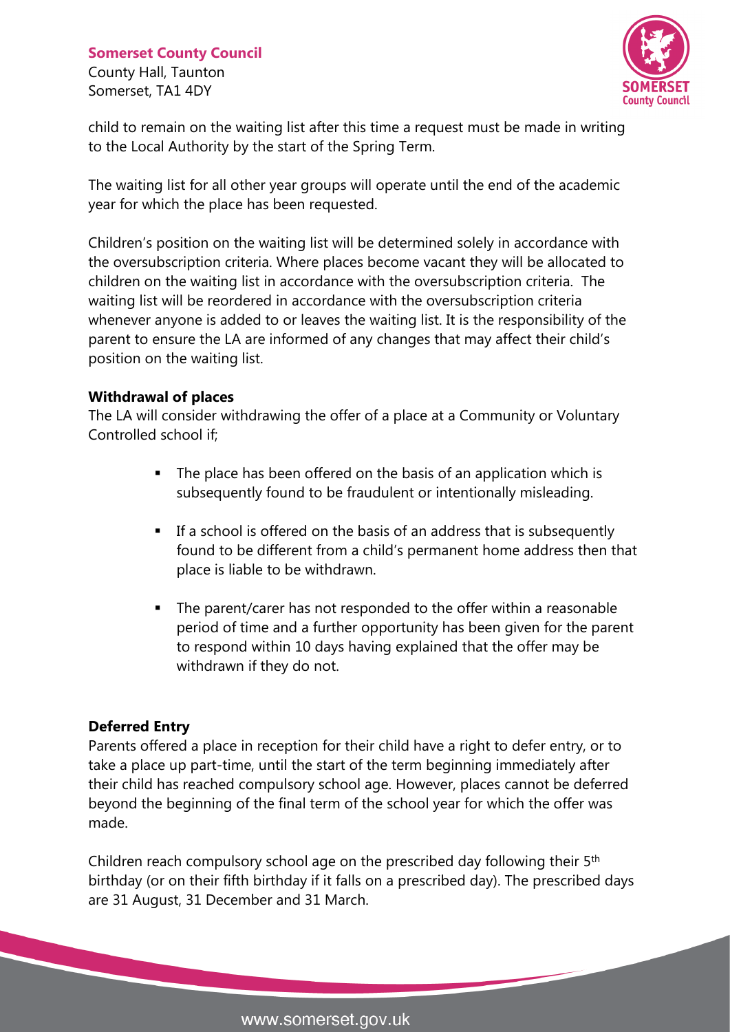child to remain on the waiting list after this time a request must be made in writing to the Local Authority by the start of the Spring Term.

The waiting list for all other year groups will operate until the end of the academic year for which the place has been requested.

Children's position on the waiting list will be determined solely in accordance with the oversubscription criteria. Where places become vacant they will be allocated to children on the waiting list in accordance with the oversubscription criteria. The waiting list will be reordered in accordance with the oversubscription criteria whenever anyone is added to or leaves the waiting list. It is the responsibility of the parent to ensure the LA are informed of any changes that may affect their child's position on the waiting list.

**Withdrawal of places**

The LA will consider withdrawing the offer of a place at a Community or Voluntary Controlled school if;

- The place has been offered on the basis of an application which is subsequently found to be fraudulent or intentionally misleading.
- If a school is offered on the basis of an address that is subsequently found to be different from a child's permanent home address then that place is liable to be withdrawn.
- The parent/carer has not responded to the offer within a reasonable period of time and a further opportunity has been given for the parent to respond within 10 days having explained that the offer may be withdrawn if they do not.

**Deferred Entry**

Parents offered a place in reception for their child have a right to defer entry, or to take a place up part-time, until the start of the term beginning immediately after their child has reached compulsory school age. However, places cannot be deferred beyond the beginning of the final term of the school year for which the offer was made.

Children reach compulsory school age on the prescribed day following their 5th birthday (or on their fifth birthday if it falls on a prescribed day). The prescribed days are 31 August, 31 December and 31 March.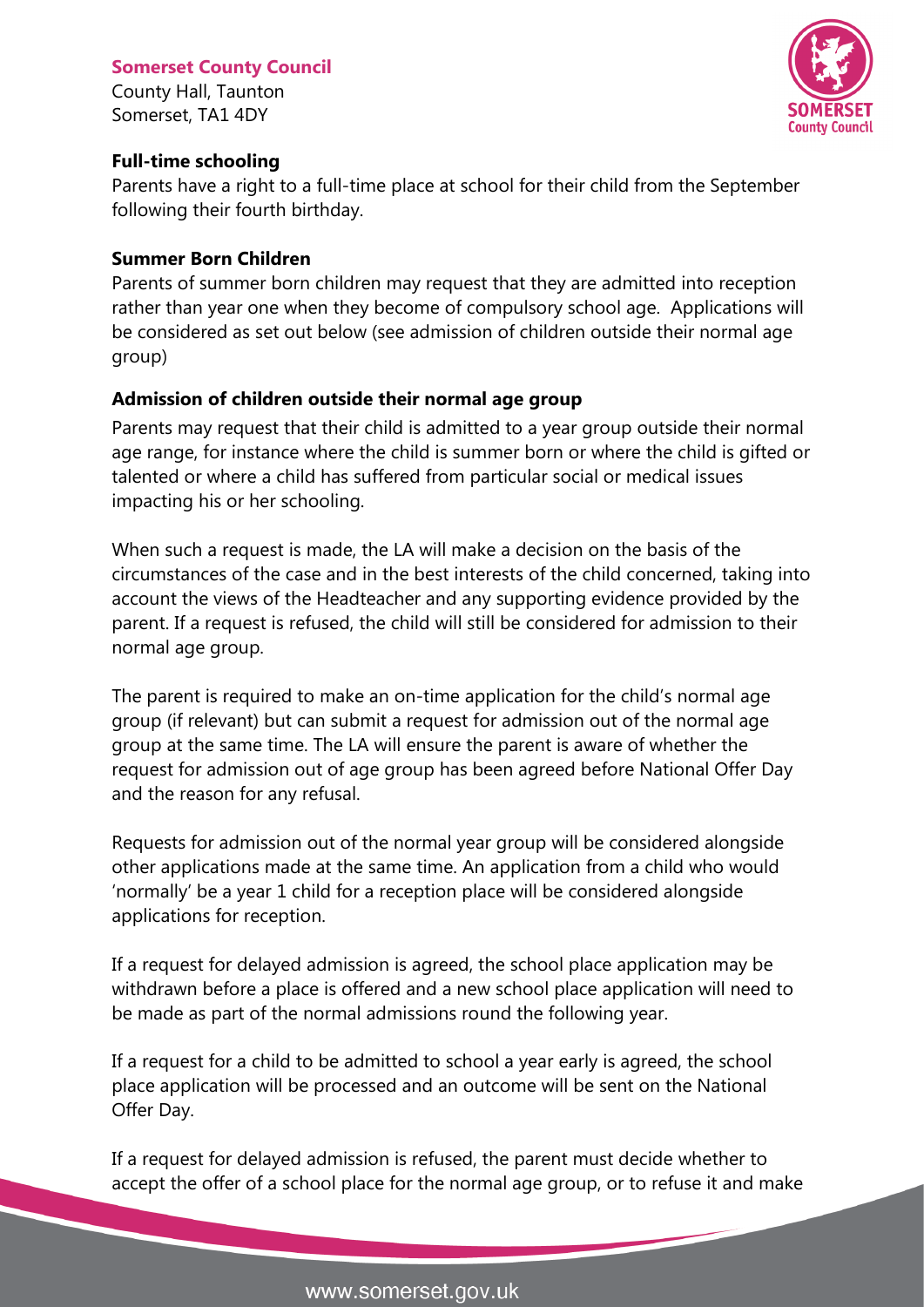**Full-time schooling**

Parents have a right to a full-time place at school for their child from the September following their fourth birthday.

**Summer Born Children**

Parents of summer born children may request that they are admitted into reception rather than year one when they become of compulsory school age. Applications will be considered as set out below (see admission of children outside their normal age group)

**Admission of children outside their normal age group**

Parents may request that their child is admitted to a year group outside their normal age range, for instance where the child is summer born or where the child is gifted or talented or where a child has suffered from particular social or medical issues impacting his or her schooling.

When such a request is made, the LA will make a decision on the basis of the circumstances of the case and in the best interests of the child concerned, taking into account the views of the Headteacher and any supporting evidence provided by the parent. If a request is refused, the child will still be considered for admission to their normal age group.

The parent is required to make an on-time application for the child's normal age group (if relevant) but can submit a request for admission out of the normal age group at the same time. The LA will ensure the parent is aware of whether the request for admission out of age group has been agreed before National Offer Day and the reason for any refusal.

Requests for admission out of the normal year group will be considered alongside other applications made at the same time. An application from a child who would 'normally' be a year 1 child for a reception place will be considered alongside applications for reception.

If a request for delayed admission is agreed, the school place application may be withdrawn before a place is offered and a new school place application will need to be made as part of the normal admissions round the following year.

If a request for a child to be admitted to school a year early is agreed, the school place application will be processed and an outcome will be sent on the National Offer Day.

If a request for delayed admission is refused, the parent must decide whether to accept the offer of a school place for the normal age group, or to refuse it and make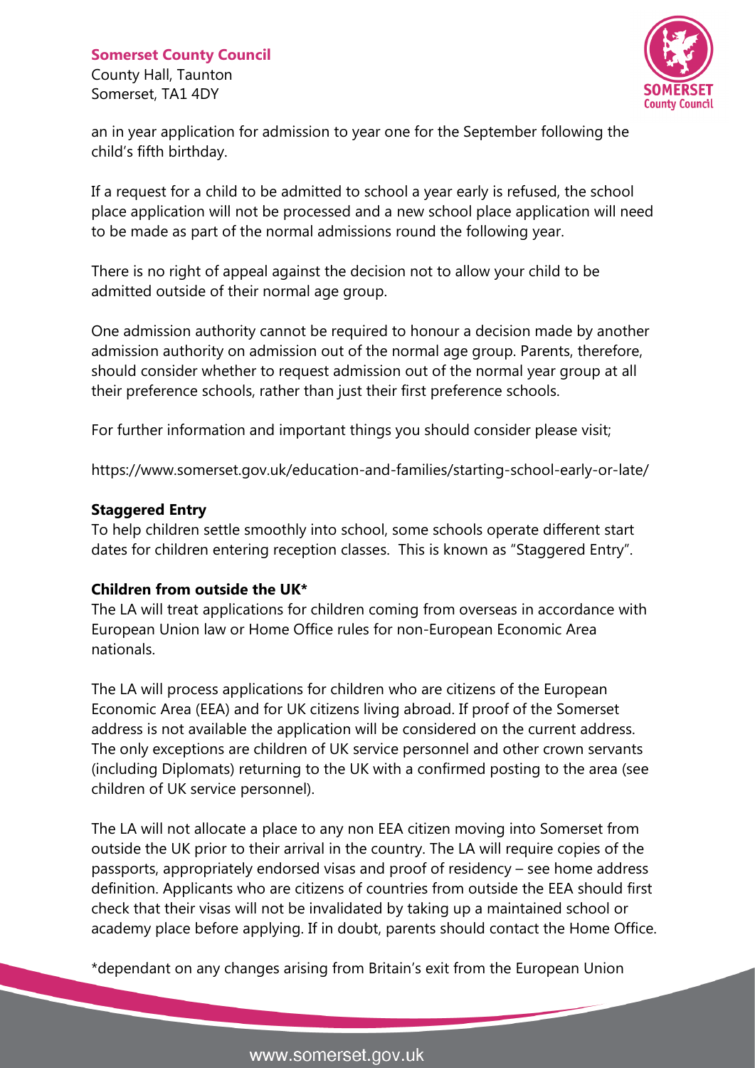an in year application for admission to year one for the September following the child's fifth birthday.

If a request for a child to be admitted to school a year early is refused, the school place application will not be processed and a new school place application will need to be made as part of the normal admissions round the following year.

There is no right of appeal against the decision not to allow your child to be admitted outside of their normal age group.

One admission authority cannot be required to honour a decision made by another admission authority on admission out of the normal age group. Parents, therefore, should consider whether to request admission out of the normal year group at all their preference schools, rather than just their first preference schools.

For further information and important things you should consider please visit;

https://www.somerset.gov.uk/education-and-families/starting-school-early-or-late/

**Staggered Entry**

To help children settle smoothly into school, some schools operate different start dates for children entering reception classes. This is known as "Staggered Entry".

**Children from outside the UK***

The LA will treat applications for children coming from overseas in accordance with European Union law or Home Office rules for non-European Economic Area nationals.

The LA will process applications for children who are citizens of the European Economic Area (EEA) and for UK citizens living abroad. If proof of the Somerset address is not available the application will be considered on the current address. The only exceptions are children of UK service personnel and other crown servants (including Diplomats) returning to the UK with a confirmed posting to the area (see children of UK service personnel).

The LA will not allocate a place to any non EEA citizen moving into Somerset from outside the UK prior to their arrival in the country. The LA will require copies of the passports, appropriately endorsed visas and proof of residency – see home address definition. Applicants who are citizens of countries from outside the EEA should first check that their visas will not be invalidated by taking up a maintained school or academy place before applying. If in doubt, parents should contact the Home Office.

*dependant on any changes arising from Britain's exit from the European Union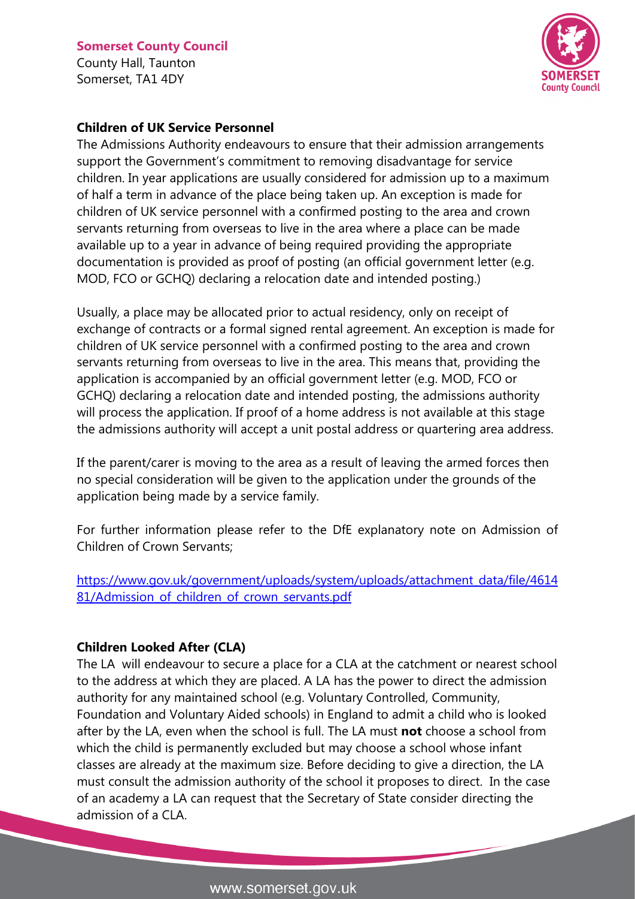### Children of UK Service Personnel

The Admissions Authority endeavours to ensure that their admission arrangements support the Government's commitment to removing disadvantage for service children. In year applications are usually considered for admission up to a maximum of half a term in advance of the place being taken up. An exception is made for children of UK service personnel with a confirmed posting to the area and crown servants returning from overseas to live in the area where a place can be made available up to a year in advance of being required providing the appropriate documentation is provided as proof of posting (an official government letter (e.g. MOD, FCO or GCHQ) declaring a relocation date and intended posting.)

Usually, a place may be allocated prior to actual residency, only on receipt of exchange of contracts or a formal signed rental agreement. An exception is made for children of UK service personnel with a confirmed posting to the area and crown servants returning from overseas to live in the area. This means that, providing the application is accompanied by an official government letter (e.g. MOD, FCO or GCHQ) declaring a relocation date and intended posting, the admissions authority will process the application. If proof of a home address is not available at this stage the admissions authority will accept a unit postal address or quartering area address.

If the parent/carer is moving to the area as a result of leaving the armed forces then no special consideration will be given to the application under the grounds of the application being made by a service family.

For further information please refer to the DfE explanatory note on Admission of Children of Crown Servants;

https://www.gov.uk/government/uploads/system/uploads/attachment_data/file/461481/Admission_of_children_of_crown_servants.pdf

### Children Looked After (CLA)

The LA will endeavour to secure a place for a CLA at the catchment or nearest school to the address at which they are placed. A LA has the power to direct the admission authority for any maintained school (e.g. Voluntary Controlled, Community, Foundation and Voluntary Aided schools) in England to admit a child who is looked after by the LA, even when the school is full. The LA must **not** choose a school from which the child is permanently excluded but may choose a school whose infant classes are already at the maximum size. Before deciding to give a direction, the LA must consult the admission authority of the school it proposes to direct. In the case of an academy a LA can request that the Secretary of State consider directing the admission of a CLA.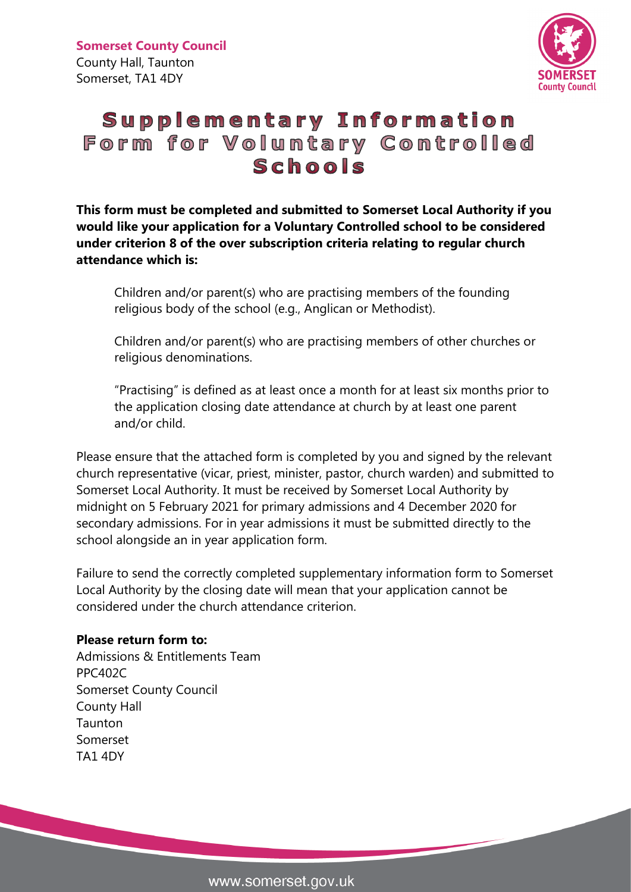**Somerset County Council**
County Hall, Taunton
Somerset, TA1 4DY

# Supplementary Information Form for Voluntary Controlled Schools

**This form must be completed and submitted to Somerset Local Authority if you would like your application for a Voluntary Controlled school to be considered under criterion 8 of the over subscription criteria relating to regular church attendance which is:**

> Children and/or parent(s) who are practising members of the founding religious body of the school (e.g., Anglican or Methodist).
>
> Children and/or parent(s) who are practising members of other churches or religious denominations.
>
> "Practising" is defined as at least once a month for at least six months prior to the application closing date attendance at church by at least one parent and/or child.

Please ensure that the attached form is completed by you and signed by the relevant church representative (vicar, priest, minister, pastor, church warden) and submitted to Somerset Local Authority. It must be received by Somerset Local Authority by midnight on 5 February 2021 for primary admissions and 4 December 2020 for secondary admissions. For in year admissions it must be submitted directly to the school alongside an in year application form.

Failure to send the correctly completed supplementary information form to Somerset Local Authority by the closing date will mean that your application cannot be considered under the church attendance criterion.

**Please return form to:**
Admissions & Entitlements Team
PPC402C
Somerset County Council
County Hall
Taunton
Somerset
TA1 4DY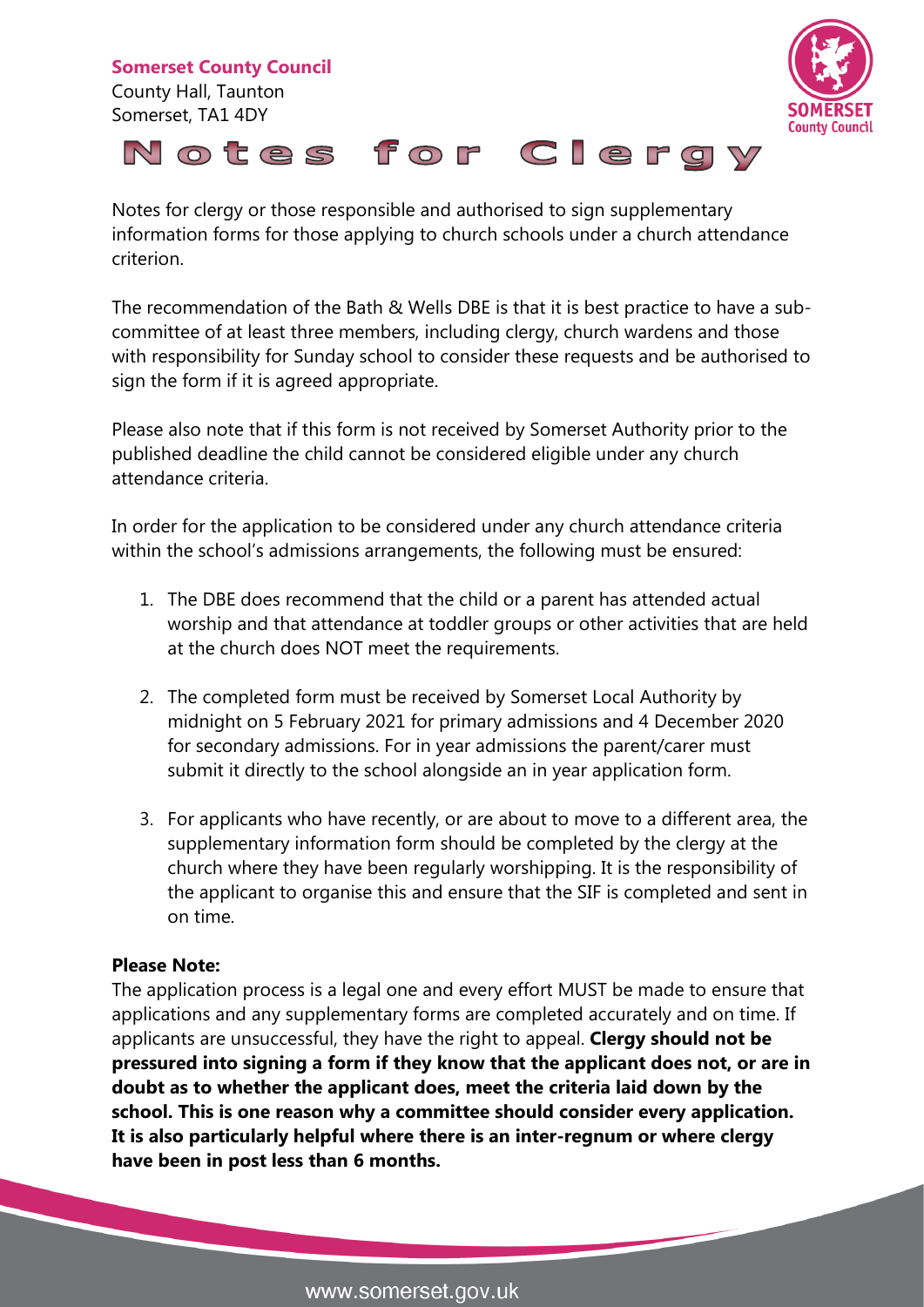**Somerset County Council**
County Hall, Taunton
Somerset, TA1 4DY

# Notes for Clergy

Notes for clergy or those responsible and authorised to sign supplementary information forms for those applying to church schools under a church attendance criterion.

The recommendation of the Bath & Wells DBE is that it is best practice to have a sub-committee of at least three members, including clergy, church wardens and those with responsibility for Sunday school to consider these requests and be authorised to sign the form if it is agreed appropriate.

Please also note that if this form is not received by Somerset Authority prior to the published deadline the child cannot be considered eligible under any church attendance criteria.

In order for the application to be considered under any church attendance criteria within the school's admissions arrangements, the following must be ensured:

1. The DBE does recommend that the child or a parent has attended actual worship and that attendance at toddler groups or other activities that are held at the church does NOT meet the requirements.
2. The completed form must be received by Somerset Local Authority by midnight on 5 February 2021 for primary admissions and 4 December 2020 for secondary admissions. For in year admissions the parent/carer must submit it directly to the school alongside an in year application form.
3. For applicants who have recently, or are about to move to a different area, the supplementary information form should be completed by the clergy at the church where they have been regularly worshipping. It is the responsibility of the applicant to organise this and ensure that the SIF is completed and sent in on time.

**Please Note:**
The application process is a legal one and every effort MUST be made to ensure that applications and any supplementary forms are completed accurately and on time. If applicants are unsuccessful, they have the right to appeal. **Clergy should not be pressured into signing a form if they know that the applicant does not, or are in doubt as to whether the applicant does, meet the criteria laid down by the school. This is one reason why a committee should consider every application. It is also particularly helpful where there is an inter-regnum or where clergy have been in post less than 6 months.**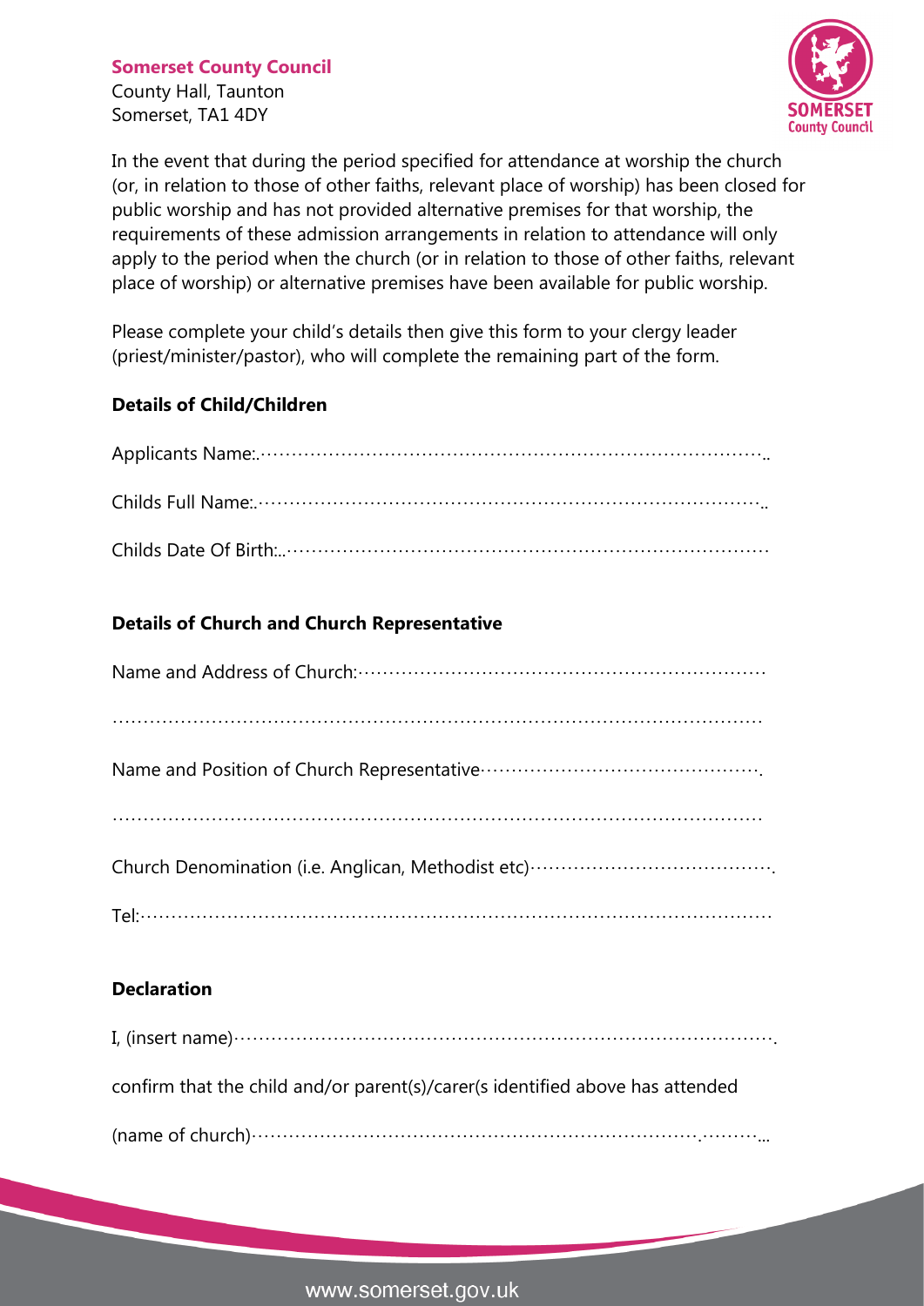**Somerset County Council**
County Hall, Taunton
Somerset, TA1 4DY

In the event that during the period specified for attendance at worship the church (or, in relation to those of other faiths, relevant place of worship) has been closed for public worship and has not provided alternative premises for that worship, the requirements of these admission arrangements in relation to attendance will only apply to the period when the church (or in relation to those of other faiths, relevant place of worship) or alternative premises have been available for public worship.

Please complete your child's details then give this form to your clergy leader (priest/minister/pastor), who will complete the remaining part of the form.

## Details of Child/Children

Applicants Name:.…………………………………………………………………………..

Childs Full Name:.…………………………………………………………………………..

Childs Date Of Birth:..……………………………………………………………………

## Details of Church and Church Representative

Name and Address of Church:…………………………………………………………

……………………………………………………………………………………………

Name and Position of Church Representative……………………………………….

……………………………………………………………………………………………

Church Denomination (i.e. Anglican, Methodist etc)………………………………….

Tel:……………………………………………………………………………………………

## Declaration

I, (insert name)…………………………………………………………………………….

confirm that the child and/or parent(s)/carer(s identified above has attended

(name of church)………………………………………………………………….………...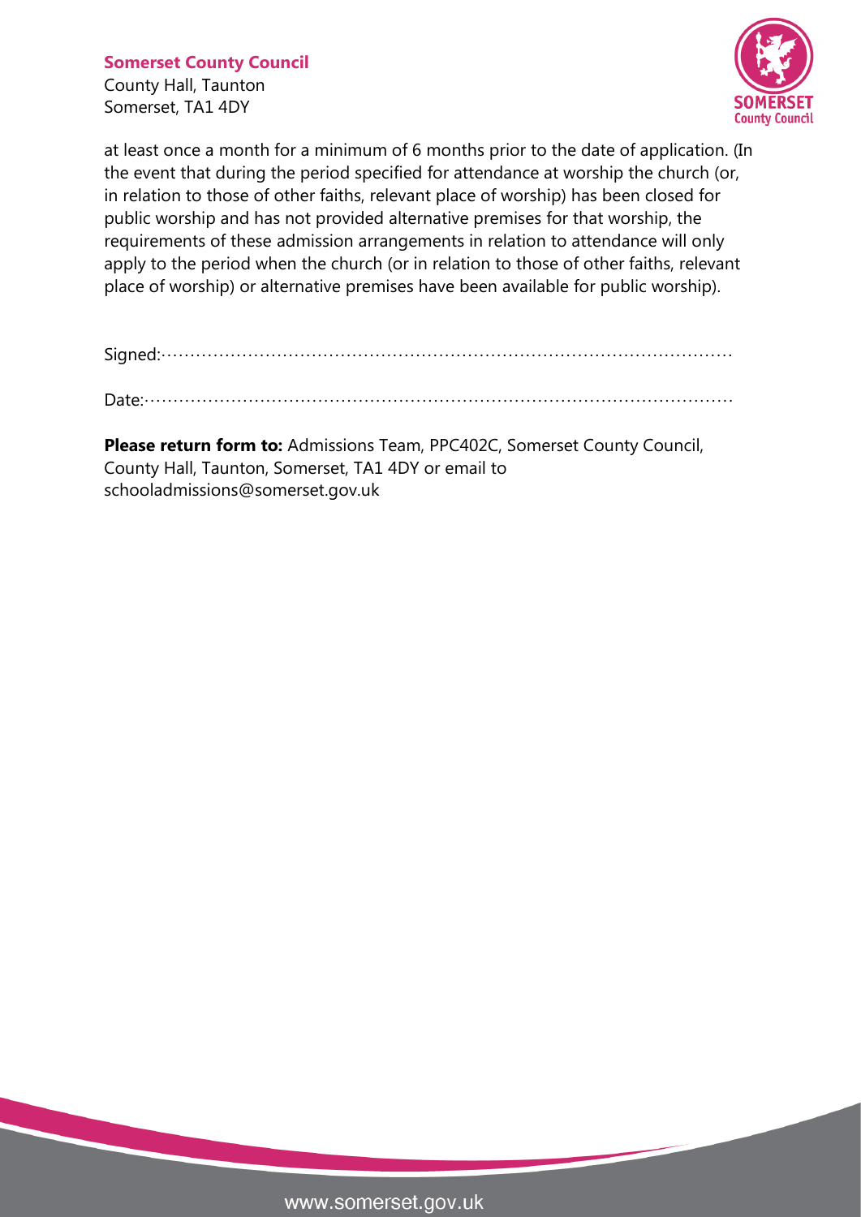at least once a month for a minimum of 6 months prior to the date of application. (In the event that during the period specified for attendance at worship the church (or, in relation to those of other faiths, relevant place of worship) has been closed for public worship and has not provided alternative premises for that worship, the requirements of these admission arrangements in relation to attendance will only apply to the period when the church (or in relation to those of other faiths, relevant place of worship) or alternative premises have been available for public worship).

Signed:……………………………………………………………………………………

Date:………………………………………………………………………………………

**Please return form to:** Admissions Team, PPC402C, Somerset County Council, County Hall, Taunton, Somerset, TA1 4DY or email to schooladmissions@somerset.gov.uk